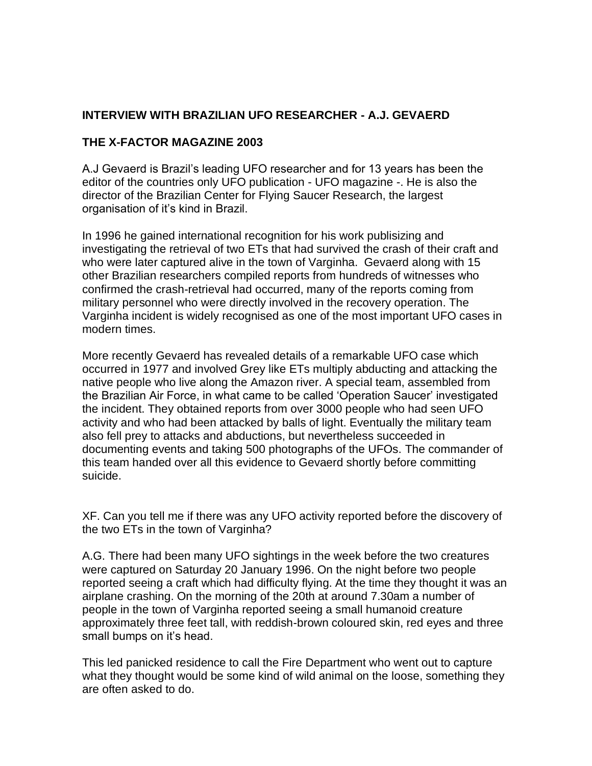**INTERVIEW WITH BRAZILIAN UFO RESEARCHER - A.J. GEVAERD**

**THE X-FACTOR MAGAZINE 2003**

A.J Gevaerd is Brazil's leading UFO researcher and for 13 years has been the editor of the countries only UFO publication - UFO magazine -. He is also the director of the Brazilian Center for Flying Saucer Research, the largest organisation of it's kind in Brazil.

In 1996 he gained international recognition for his work publisizing and investigating the retrieval of two ETs that had survived the crash of their craft and who were later captured alive in the town of Varginha. Gevaerd along with 15 other Brazilian researchers compiled reports from hundreds of witnesses who confirmed the crash-retrieval had occurred, many of the reports coming from military personnel who were directly involved in the recovery operation. The Varginha incident is widely recognised as one of the most important UFO cases in modern times.

More recently Gevaerd has revealed details of a remarkable UFO case which occurred in 1977 and involved Grey like ETs multiply abducting and attacking the native people who live along the Amazon river. A special team, assembled from the Brazilian Air Force, in what came to be called 'Operation Saucer' investigated the incident. They obtained reports from over 3000 people who had seen UFO activity and who had been attacked by balls of light. Eventually the military team also fell prey to attacks and abductions, but nevertheless succeeded in documenting events and taking 500 photographs of the UFOs. The commander of this team handed over all this evidence to Gevaerd shortly before committing suicide.

XF. Can you tell me if there was any UFO activity reported before the discovery of the two ETs in the town of Varginha?

A.G. There had been many UFO sightings in the week before the two creatures were captured on Saturday 20 January 1996. On the night before two people reported seeing a craft which had difficulty flying. At the time they thought it was an airplane crashing. On the morning of the 20th at around 7.30am a number of people in the town of Varginha reported seeing a small humanoid creature approximately three feet tall, with reddish-brown coloured skin, red eyes and three small bumps on it's head.

This led panicked residence to call the Fire Department who went out to capture what they thought would be some kind of wild animal on the loose, something they are often asked to do.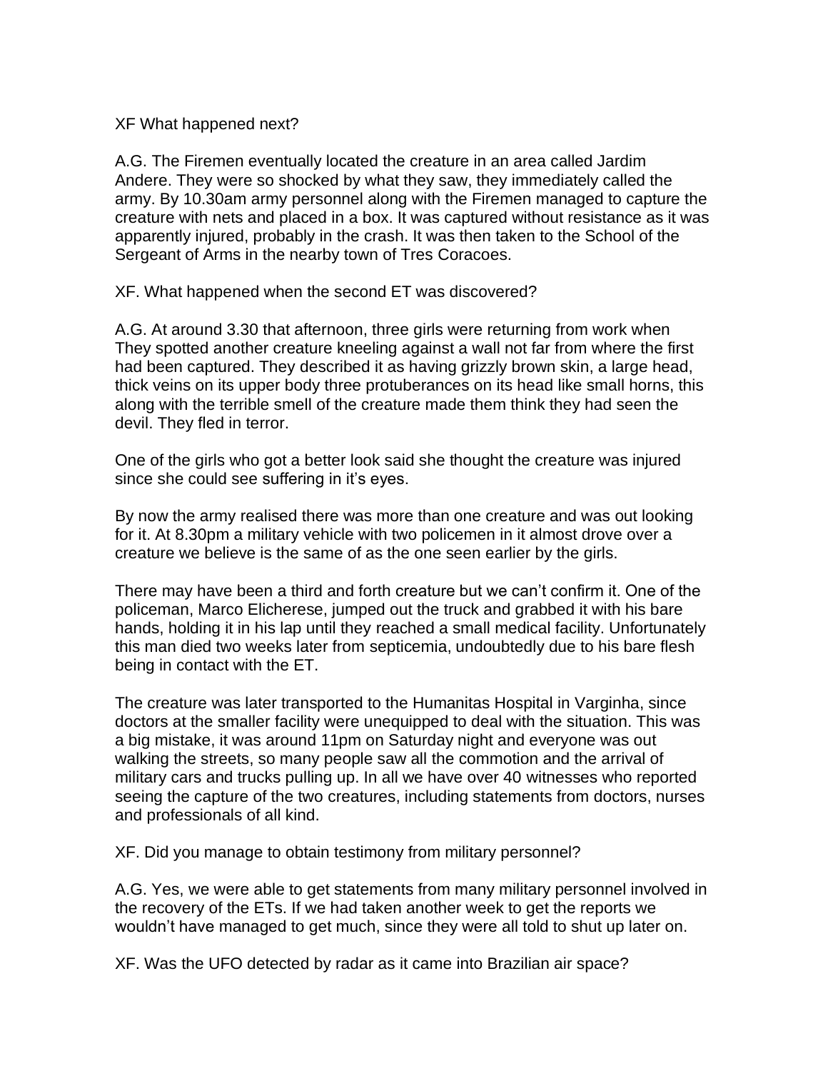XF What happened next?

A.G. The Firemen eventually located the creature in an area called Jardim Andere. They were so shocked by what they saw, they immediately called the army. By 10.30am army personnel along with the Firemen managed to capture the creature with nets and placed in a box. It was captured without resistance as it was apparently injured, probably in the crash. It was then taken to the School of the Sergeant of Arms in the nearby town of Tres Coracoes.

XF. What happened when the second ET was discovered?

A.G. At around 3.30 that afternoon, three girls were returning from work when They spotted another creature kneeling against a wall not far from where the first had been captured. They described it as having grizzly brown skin, a large head, thick veins on its upper body three protuberances on its head like small horns, this along with the terrible smell of the creature made them think they had seen the devil. They fled in terror.

One of the girls who got a better look said she thought the creature was injured since she could see suffering in it's eyes.

By now the army realised there was more than one creature and was out looking for it. At 8.30pm a military vehicle with two policemen in it almost drove over a creature we believe is the same of as the one seen earlier by the girls.

There may have been a third and forth creature but we can't confirm it. One of the policeman, Marco Elicherese, jumped out the truck and grabbed it with his bare hands, holding it in his lap until they reached a small medical facility. Unfortunately this man died two weeks later from septicemia, undoubtedly due to his bare flesh being in contact with the ET.

The creature was later transported to the Humanitas Hospital in Varginha, since doctors at the smaller facility were unequipped to deal with the situation. This was a big mistake, it was around 11pm on Saturday night and everyone was out walking the streets, so many people saw all the commotion and the arrival of military cars and trucks pulling up. In all we have over 40 witnesses who reported seeing the capture of the two creatures, including statements from doctors, nurses and professionals of all kind.

XF. Did you manage to obtain testimony from military personnel?

A.G. Yes, we were able to get statements from many military personnel involved in the recovery of the ETs. If we had taken another week to get the reports we wouldn't have managed to get much, since they were all told to shut up later on.

XF. Was the UFO detected by radar as it came into Brazilian air space?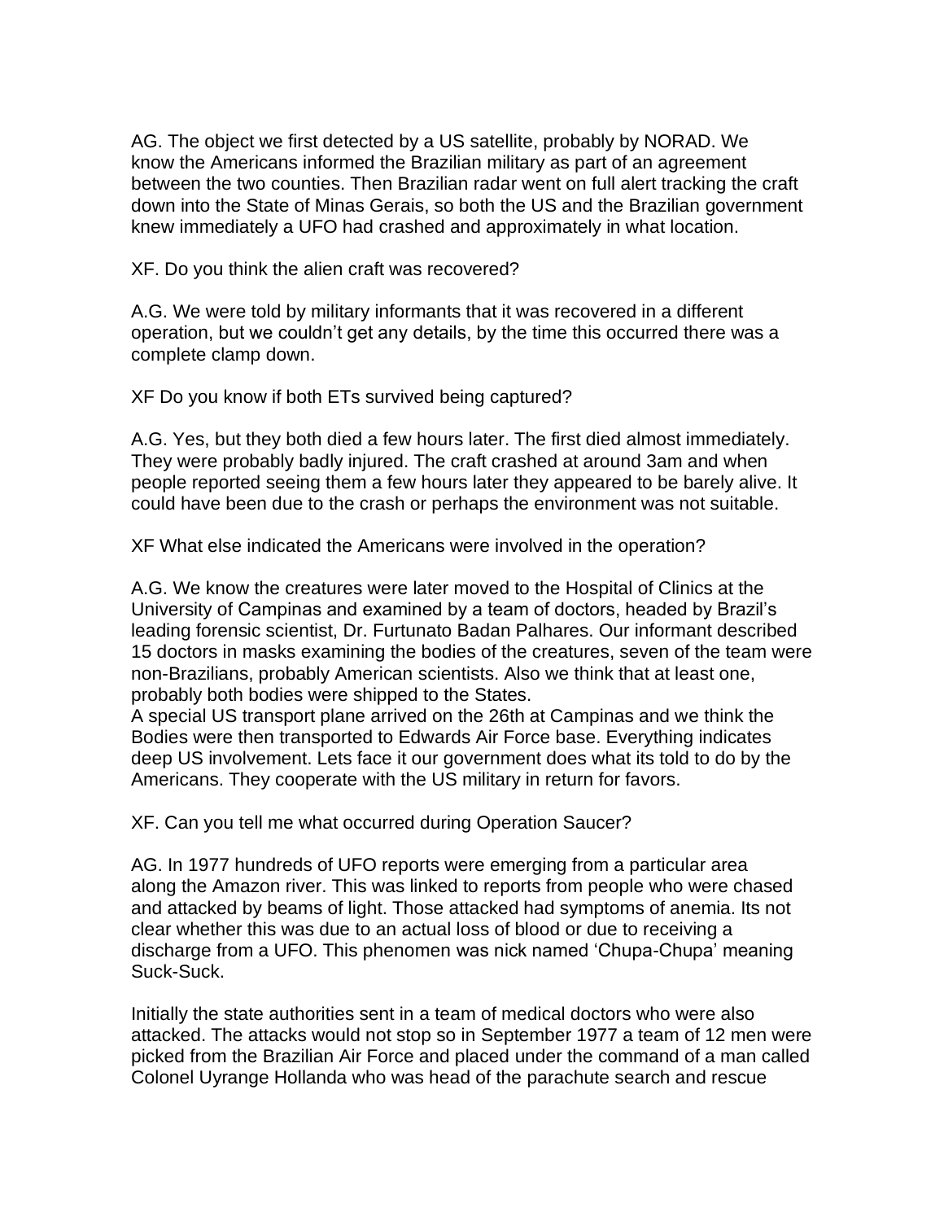AG. The object we first detected by a US satellite, probably by NORAD. We know the Americans informed the Brazilian military as part of an agreement between the two counties. Then Brazilian radar went on full alert tracking the craft down into the State of Minas Gerais, so both the US and the Brazilian government knew immediately a UFO had crashed and approximately in what location.

XF. Do you think the alien craft was recovered?

A.G. We were told by military informants that it was recovered in a different operation, but we couldn't get any details, by the time this occurred there was a complete clamp down.

XF Do you know if both ETs survived being captured?

A.G. Yes, but they both died a few hours later. The first died almost immediately. They were probably badly injured. The craft crashed at around 3am and when people reported seeing them a few hours later they appeared to be barely alive. It could have been due to the crash or perhaps the environment was not suitable.

XF What else indicated the Americans were involved in the operation?

A.G. We know the creatures were later moved to the Hospital of Clinics at the University of Campinas and examined by a team of doctors, headed by Brazil's leading forensic scientist, Dr. Furtunato Badan Palhares. Our informant described 15 doctors in masks examining the bodies of the creatures, seven of the team were non-Brazilians, probably American scientists. Also we think that at least one, probably both bodies were shipped to the States.
A special US transport plane arrived on the 26th at Campinas and we think the Bodies were then transported to Edwards Air Force base. Everything indicates deep US involvement. Lets face it our government does what its told to do by the Americans. They cooperate with the US military in return for favors.

XF. Can you tell me what occurred during Operation Saucer?

AG. In 1977 hundreds of UFO reports were emerging from a particular area along the Amazon river. This was linked to reports from people who were chased and attacked by beams of light. Those attacked had symptoms of anemia. Its not clear whether this was due to an actual loss of blood or due to receiving a discharge from a UFO. This phenomen was nick named 'Chupa-Chupa' meaning Suck-Suck.

Initially the state authorities sent in a team of medical doctors who were also attacked. The attacks would not stop so in September 1977 a team of 12 men were picked from the Brazilian Air Force and placed under the command of a man called Colonel Uyrange Hollanda who was head of the parachute search and rescue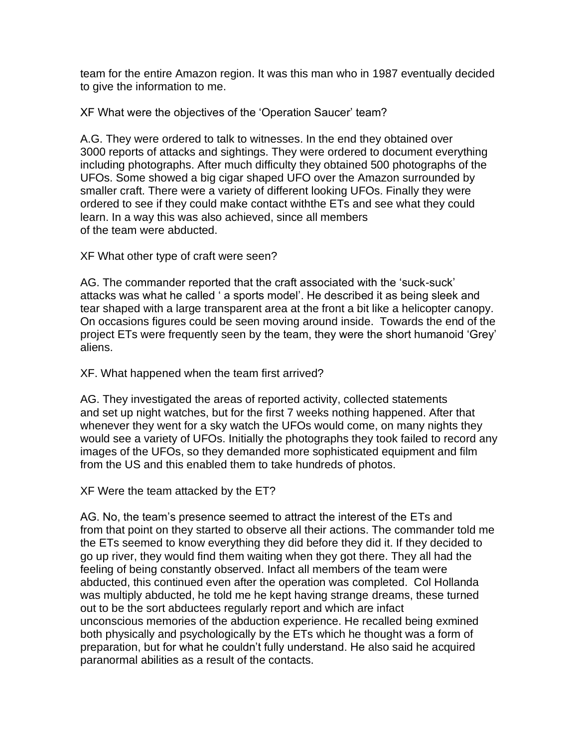team for the entire Amazon region. It was this man who in 1987 eventually decided to give the information to me.

XF What were the objectives of the ‘Operation Saucer’ team?

A.G. They were ordered to talk to witnesses. In the end they obtained over 3000 reports of attacks and sightings. They were ordered to document everything including photographs. After much difficulty they obtained 500 photographs of the UFOs. Some showed a big cigar shaped UFO over the Amazon surrounded by smaller craft. There were a variety of different looking UFOs. Finally they were ordered to see if they could make contact withthe ETs and see what they could learn. In a way this was also achieved, since all members of the team were abducted.

XF What other type of craft were seen?

AG. The commander reported that the craft associated with the ‘suck-suck’ attacks was what he called ‘ a sports model’. He described it as being sleek and tear shaped with a large transparent area at the front a bit like a helicopter canopy. On occasions figures could be seen moving around inside. Towards the end of the project ETs were frequently seen by the team, they were the short humanoid ‘Grey’ aliens.

XF. What happened when the team first arrived?

AG. They investigated the areas of reported activity, collected statements and set up night watches, but for the first 7 weeks nothing happened. After that whenever they went for a sky watch the UFOs would come, on many nights they would see a variety of UFOs. Initially the photographs they took failed to record any images of the UFOs, so they demanded more sophisticated equipment and film from the US and this enabled them to take hundreds of photos.

XF Were the team attacked by the ET?

AG. No, the team’s presence seemed to attract the interest of the ETs and from that point on they started to observe all their actions. The commander told me the ETs seemed to know everything they did before they did it. If they decided to go up river, they would find them waiting when they got there. They all had the feeling of being constantly observed. Infact all members of the team were abducted, this continued even after the operation was completed. Col Hollanda was multiply abducted, he told me he kept having strange dreams, these turned out to be the sort abductees regularly report and which are infact unconscious memories of the abduction experience. He recalled being exmined both physically and psychologically by the ETs which he thought was a form of preparation, but for what he couldn’t fully understand. He also said he acquired paranormal abilities as a result of the contacts.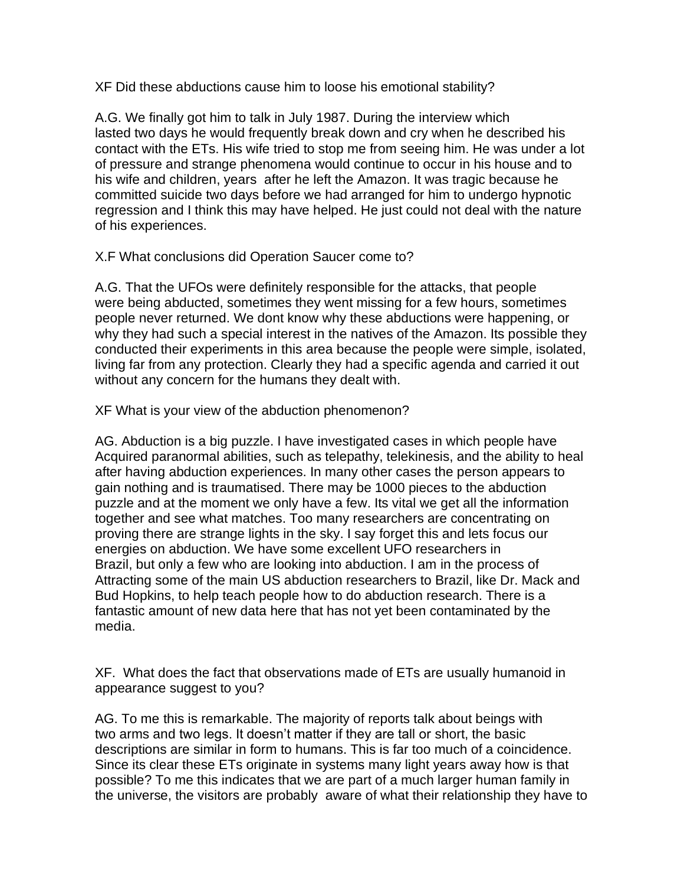XF Did these abductions cause him to loose his emotional stability?

A.G. We finally got him to talk in July 1987. During the interview which lasted two days he would frequently break down and cry when he described his contact with the ETs. His wife tried to stop me from seeing him. He was under a lot of pressure and strange phenomena would continue to occur in his house and to his wife and children, years after he left the Amazon. It was tragic because he committed suicide two days before we had arranged for him to undergo hypnotic regression and I think this may have helped. He just could not deal with the nature of his experiences.

X.F What conclusions did Operation Saucer come to?

A.G. That the UFOs were definitely responsible for the attacks, that people were being abducted, sometimes they went missing for a few hours, sometimes people never returned. We dont know why these abductions were happening, or why they had such a special interest in the natives of the Amazon. Its possible they conducted their experiments in this area because the people were simple, isolated, living far from any protection. Clearly they had a specific agenda and carried it out without any concern for the humans they dealt with.

XF What is your view of the abduction phenomenon?

AG. Abduction is a big puzzle. I have investigated cases in which people have Acquired paranormal abilities, such as telepathy, telekinesis, and the ability to heal after having abduction experiences. In many other cases the person appears to gain nothing and is traumatised. There may be 1000 pieces to the abduction puzzle and at the moment we only have a few. Its vital we get all the information together and see what matches. Too many researchers are concentrating on proving there are strange lights in the sky. I say forget this and lets focus our energies on abduction. We have some excellent UFO researchers in Brazil, but only a few who are looking into abduction. I am in the process of Attracting some of the main US abduction researchers to Brazil, like Dr. Mack and Bud Hopkins, to help teach people how to do abduction research. There is a fantastic amount of new data here that has not yet been contaminated by the media.

XF. What does the fact that observations made of ETs are usually humanoid in appearance suggest to you?

AG. To me this is remarkable. The majority of reports talk about beings with two arms and two legs. It doesn't matter if they are tall or short, the basic descriptions are similar in form to humans. This is far too much of a coincidence. Since its clear these ETs originate in systems many light years away how is that possible? To me this indicates that we are part of a much larger human family in the universe, the visitors are probably aware of what their relationship they have to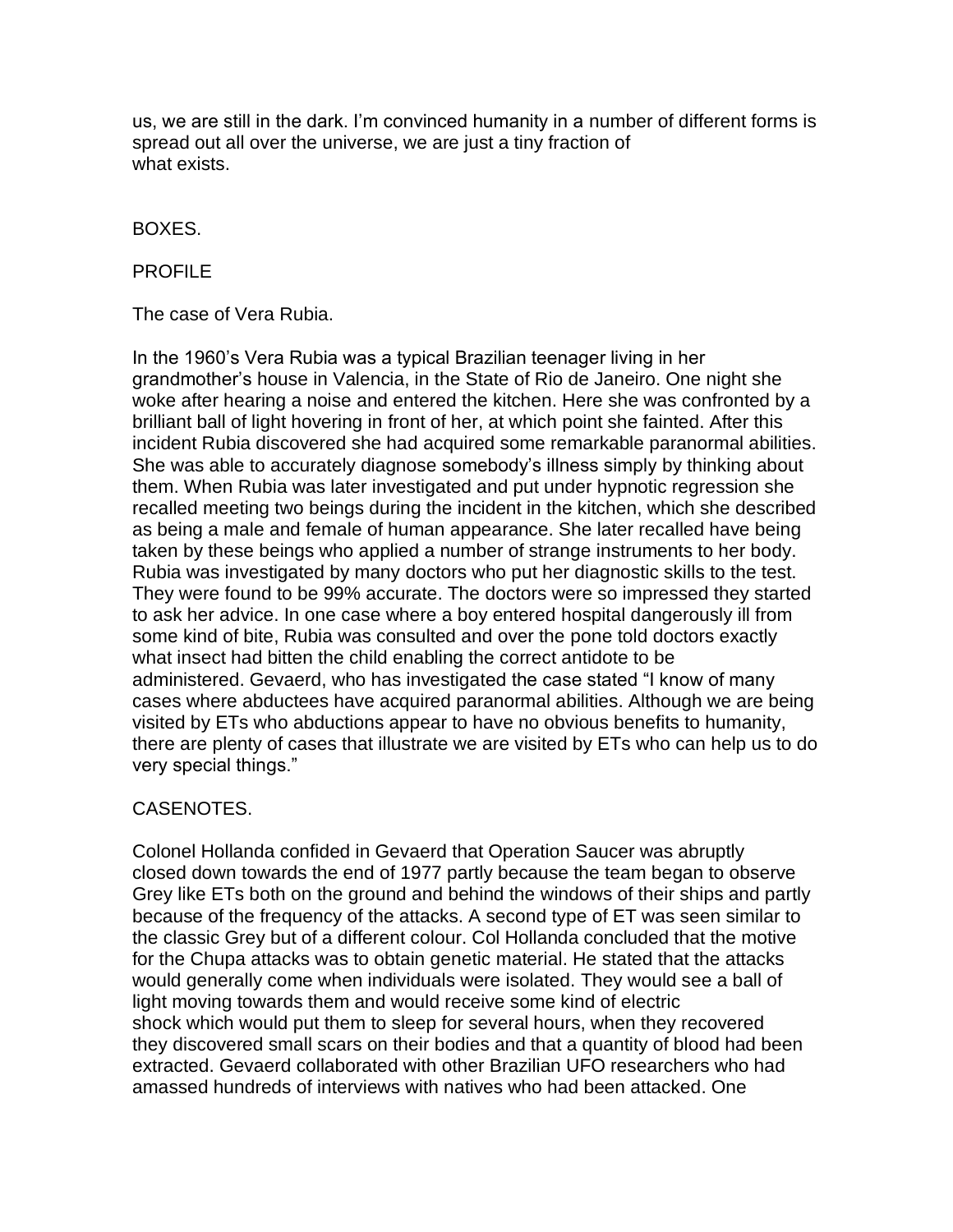us, we are still in the dark. I'm convinced humanity in a number of different forms is spread out all over the universe, we are just a tiny fraction of what exists.

BOXES.

PROFILE

The case of Vera Rubia.

In the 1960's Vera Rubia was a typical Brazilian teenager living in her grandmother's house in Valencia, in the State of Rio de Janeiro. One night she woke after hearing a noise and entered the kitchen. Here she was confronted by a brilliant ball of light hovering in front of her, at which point she fainted. After this incident Rubia discovered she had acquired some remarkable paranormal abilities. She was able to accurately diagnose somebody's illness simply by thinking about them. When Rubia was later investigated and put under hypnotic regression she recalled meeting two beings during the incident in the kitchen, which she described as being a male and female of human appearance. She later recalled have being taken by these beings who applied a number of strange instruments to her body. Rubia was investigated by many doctors who put her diagnostic skills to the test. They were found to be 99% accurate. The doctors were so impressed they started to ask her advice. In one case where a boy entered hospital dangerously ill from some kind of bite, Rubia was consulted and over the pone told doctors exactly what insect had bitten the child enabling the correct antidote to be administered. Gevaerd, who has investigated the case stated "I know of many cases where abductees have acquired paranormal abilities. Although we are being visited by ETs who abductions appear to have no obvious benefits to humanity, there are plenty of cases that illustrate we are visited by ETs who can help us to do very special things."

CASENOTES.

Colonel Hollanda confided in Gevaerd that Operation Saucer was abruptly closed down towards the end of 1977 partly because the team began to observe Grey like ETs both on the ground and behind the windows of their ships and partly because of the frequency of the attacks. A second type of ET was seen similar to the classic Grey but of a different colour. Col Hollanda concluded that the motive for the Chupa attacks was to obtain genetic material. He stated that the attacks would generally come when individuals were isolated. They would see a ball of light moving towards them and would receive some kind of electric shock which would put them to sleep for several hours, when they recovered they discovered small scars on their bodies and that a quantity of blood had been extracted. Gevaerd collaborated with other Brazilian UFO researchers who had amassed hundreds of interviews with natives who had been attacked. One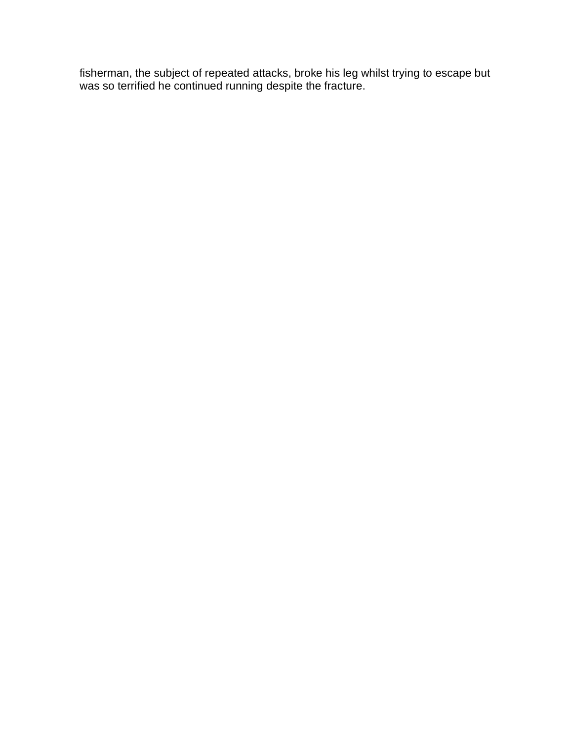fisherman, the subject of repeated attacks, broke his leg whilst trying to escape but was so terrified he continued running despite the fracture.